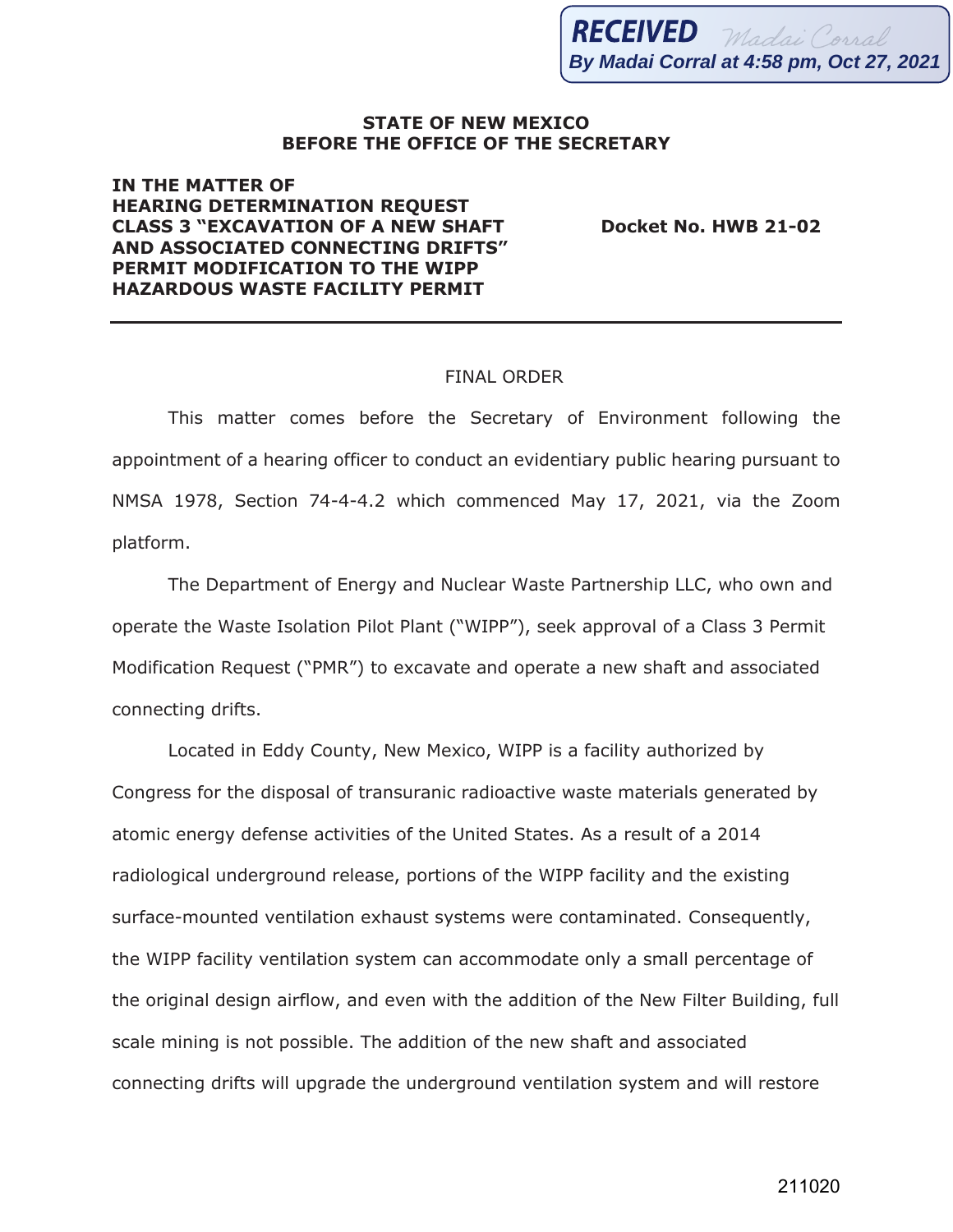RECEIVED
By Madai Corral at 4:58 pm, Oct 27, 2021

**STATE OF NEW MEXICO**
**BEFORE THE OFFICE OF THE SECRETARY**

**IN THE MATTER OF**
**HEARING DETERMINATION REQUEST**
**CLASS 3 "EXCAVATION OF A NEW SHAFT AND ASSOCIATED CONNECTING DRIFTS" PERMIT MODIFICATION TO THE WIPP HAZARDOUS WASTE FACILITY PERMIT**

**Docket No. HWB 21-02**

---

FINAL ORDER

This matter comes before the Secretary of Environment following the appointment of a hearing officer to conduct an evidentiary public hearing pursuant to NMSA 1978, Section 74-4-4.2 which commenced May 17, 2021, via the Zoom platform.

The Department of Energy and Nuclear Waste Partnership LLC, who own and operate the Waste Isolation Pilot Plant ("WIPP"), seek approval of a Class 3 Permit Modification Request ("PMR") to excavate and operate a new shaft and associated connecting drifts.

Located in Eddy County, New Mexico, WIPP is a facility authorized by Congress for the disposal of transuranic radioactive waste materials generated by atomic energy defense activities of the United States. As a result of a 2014 radiological underground release, portions of the WIPP facility and the existing surface-mounted ventilation exhaust systems were contaminated. Consequently, the WIPP facility ventilation system can accommodate only a small percentage of the original design airflow, and even with the addition of the New Filter Building, full scale mining is not possible. The addition of the new shaft and associated connecting drifts will upgrade the underground ventilation system and will restore

211020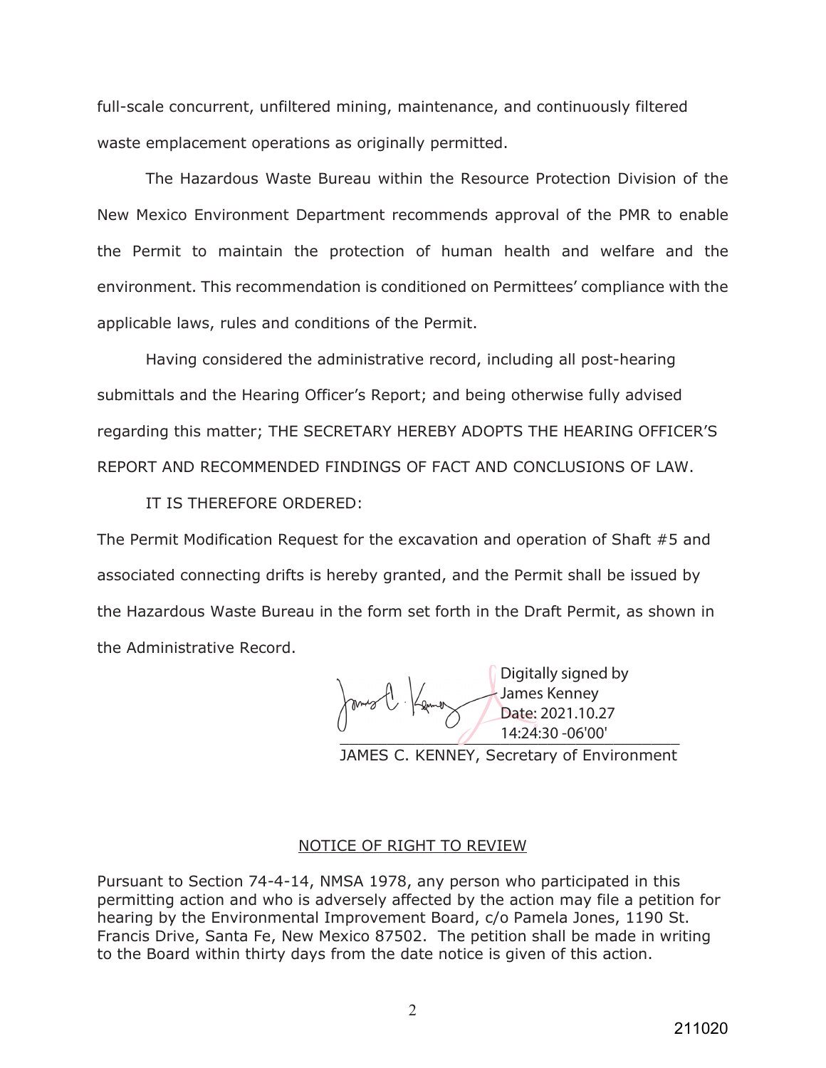full-scale concurrent, unfiltered mining, maintenance, and continuously filtered waste emplacement operations as originally permitted.

The Hazardous Waste Bureau within the Resource Protection Division of the New Mexico Environment Department recommends approval of the PMR to enable the Permit to maintain the protection of human health and welfare and the environment. This recommendation is conditioned on Permittees' compliance with the applicable laws, rules and conditions of the Permit.

Having considered the administrative record, including all post-hearing submittals and the Hearing Officer's Report; and being otherwise fully advised regarding this matter; THE SECRETARY HEREBY ADOPTS THE HEARING OFFICER'S REPORT AND RECOMMENDED FINDINGS OF FACT AND CONCLUSIONS OF LAW.

IT IS THEREFORE ORDERED:

The Permit Modification Request for the excavation and operation of Shaft #5 and associated connecting drifts is hereby granted, and the Permit shall be issued by the Hazardous Waste Bureau in the form set forth in the Draft Permit, as shown in the Administrative Record.

Digitally signed by James Kenney
Date: 2021.10.27 14:24:30 -06'00'

JAMES C. KENNEY, Secretary of Environment

## NOTICE OF RIGHT TO REVIEW

Pursuant to Section 74-4-14, NMSA 1978, any person who participated in this permitting action and who is adversely affected by the action may file a petition for hearing by the Environmental Improvement Board, c/o Pamela Jones, 1190 St. Francis Drive, Santa Fe, New Mexico 87502. The petition shall be made in writing to the Board within thirty days from the date notice is given of this action.

211020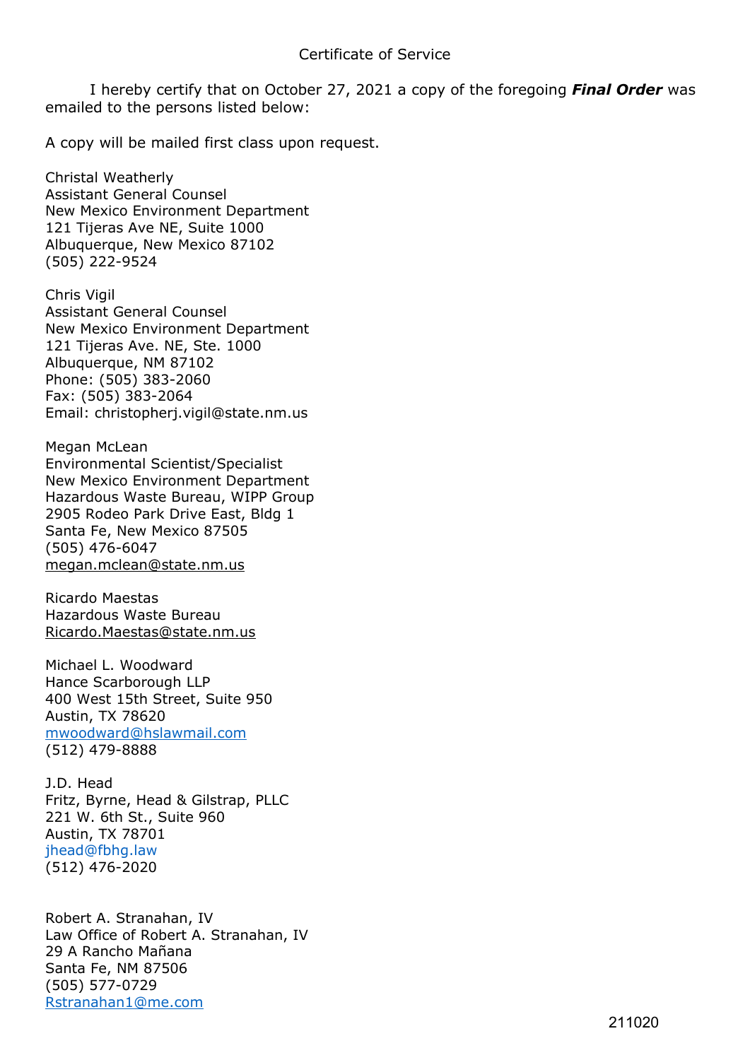Certificate of Service

I hereby certify that on October 27, 2021 a copy of the foregoing ***Final Order*** was emailed to the persons listed below:

A copy will be mailed first class upon request.

Christal Weatherly
Assistant General Counsel
New Mexico Environment Department
121 Tijeras Ave NE, Suite 1000
Albuquerque, New Mexico 87102
(505) 222-9524

Chris Vigil
Assistant General Counsel
New Mexico Environment Department
121 Tijeras Ave. NE, Ste. 1000
Albuquerque, NM 87102
Phone: (505) 383-2060
Fax: (505) 383-2064
Email: christopherj.vigil@state.nm.us

Megan McLean
Environmental Scientist/Specialist
New Mexico Environment Department
Hazardous Waste Bureau, WIPP Group
2905 Rodeo Park Drive East, Bldg 1
Santa Fe, New Mexico 87505
(505) 476-6047
megan.mclean@state.nm.us

Ricardo Maestas
Hazardous Waste Bureau
Ricardo.Maestas@state.nm.us

Michael L. Woodward
Hance Scarborough LLP
400 West 15th Street, Suite 950
Austin, TX 78620
mwoodward@hslawmail.com
(512) 479-8888

J.D. Head
Fritz, Byrne, Head & Gilstrap, PLLC
221 W. 6th St., Suite 960
Austin, TX 78701
jhead@fbhg.law
(512) 476-2020

Robert A. Stranahan, IV
Law Office of Robert A. Stranahan, IV
29 A Rancho Mañana
Santa Fe, NM 87506
(505) 577-0729
Rstranahan1@me.com

211020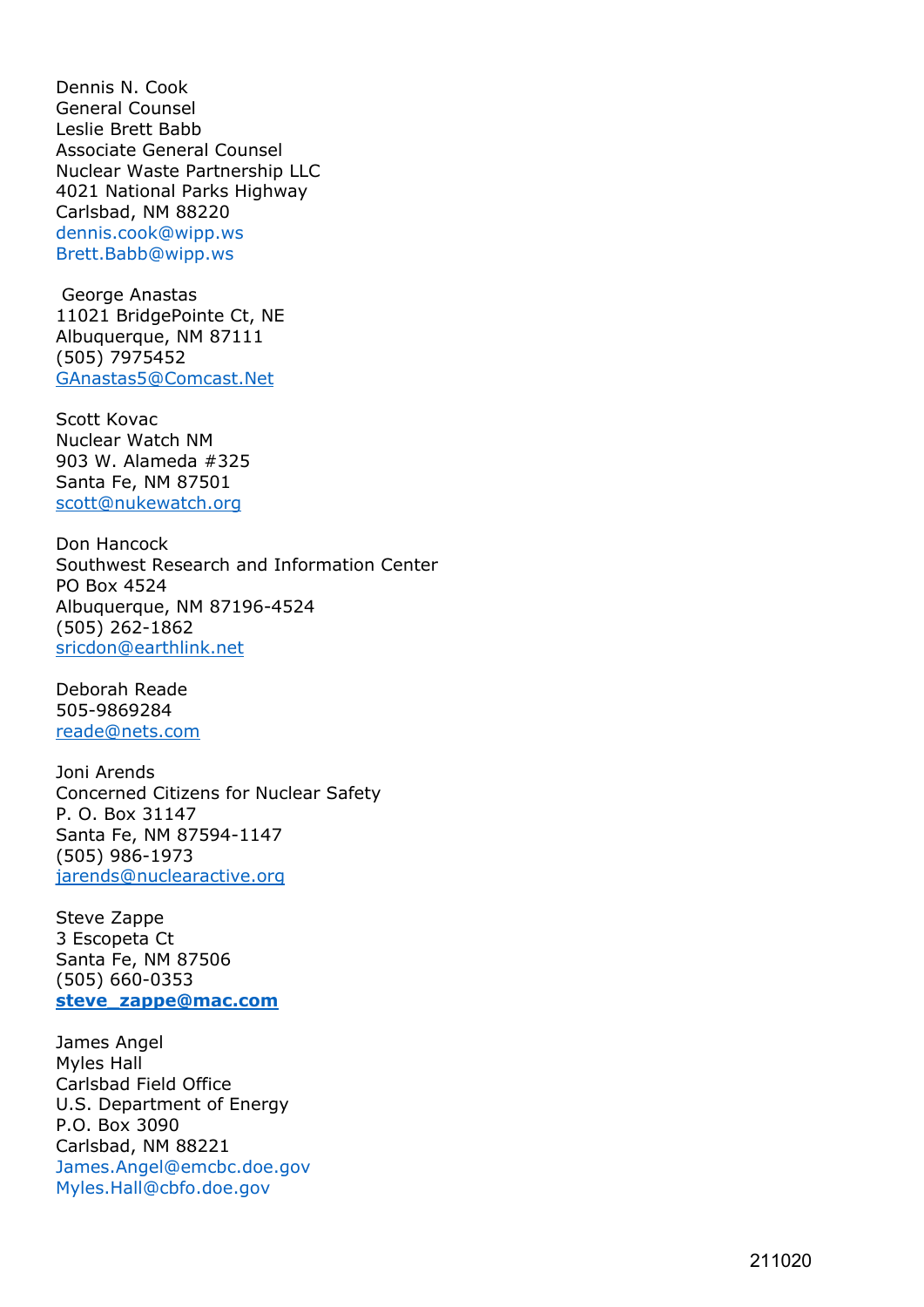Dennis N. Cook  
General Counsel  
Leslie Brett Babb  
Associate General Counsel  
Nuclear Waste Partnership LLC  
4021 National Parks Highway  
Carlsbad, NM 88220  
dennis.cook@wipp.ws  
Brett.Babb@wipp.ws

George Anastas  
11021 BridgePointe Ct, NE  
Albuquerque, NM 87111  
(505) 7975452  
GAnastas5@Comcast.Net

Scott Kovac  
Nuclear Watch NM  
903 W. Alameda #325  
Santa Fe, NM 87501  
scott@nukewatch.org

Don Hancock  
Southwest Research and Information Center  
PO Box 4524  
Albuquerque, NM 87196-4524  
(505) 262-1862  
sricdon@earthlink.net

Deborah Reade  
505-9869284  
reade@nets.com

Joni Arends  
Concerned Citizens for Nuclear Safety  
P. O. Box 31147  
Santa Fe, NM 87594-1147  
(505) 986-1973  
jarends@nuclearactive.org

Steve Zappe  
3 Escopeta Ct  
Santa Fe, NM 87506  
(505) 660-0353  
**steve_zappe@mac.com**

James Angel  
Myles Hall  
Carlsbad Field Office  
U.S. Department of Energy  
P.O. Box 3090  
Carlsbad, NM 88221  
James.Angel@emcbc.doe.gov  
Myles.Hall@cbfo.doe.gov

211020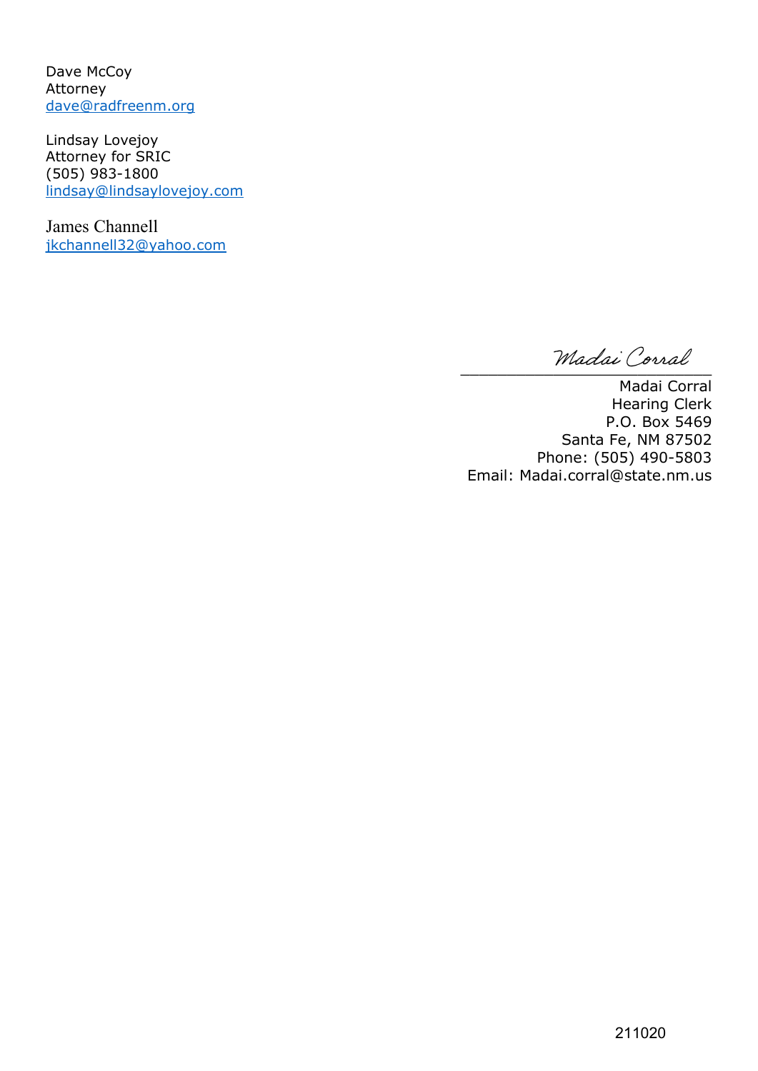Dave McCoy
Attorney
dave@radfreenm.org

Lindsay Lovejoy
Attorney for SRIC
(505) 983-1800
lindsay@lindsaylovejoy.com

James Channell
jkchannell32@yahoo.com

Madai Corral
\_\_\_\_\_\_\_\_\_\_\_\_\_\_\_\_\_\_\_\_\_\_\_\_\_\_\_\_\_\_\_\_\_\_
Madai Corral
Hearing Clerk
P.O. Box 5469
Santa Fe, NM 87502
Phone: (505) 490-5803
Email: Madai.corral@state.nm.us

211020